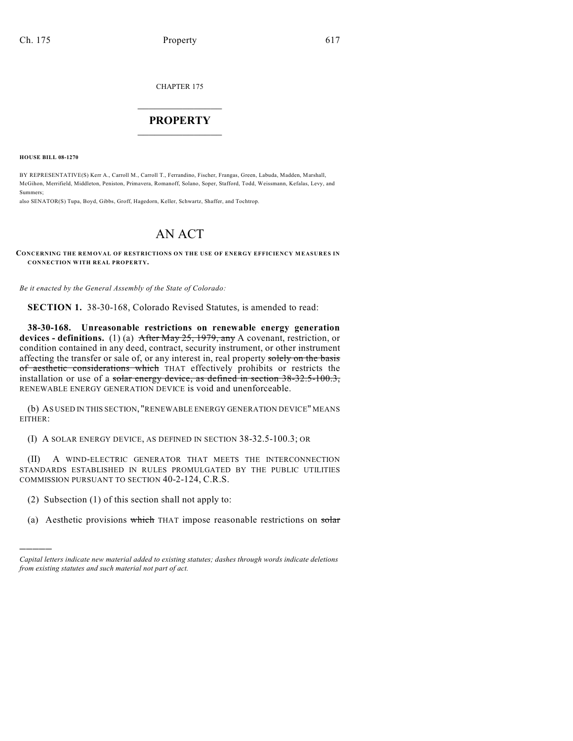CHAPTER 175

# PROPERTY

**HOUSE BILL 08-1270**

BY REPRESENTATIVE(S) Kerr A., Carroll M., Carroll T., Ferrandino, Fischer, Frangas, Green, Labuda, Madden, Marshall, McGihon, Merrifield, Middleton, Peniston, Primavera, Romanoff, Solano, Soper, Stafford, Todd, Weissmann, Kefalas, Levy, and Summers;
also SENATOR(S) Tupa, Boyd, Gibbs, Groff, Hagedorn, Keller, Schwartz, Shaffer, and Tochtrop.

# AN ACT

**CONCERNING THE REMOVAL OF RESTRICTIONS ON THE USE OF ENERGY EFFICIENCY MEASURES IN CONNECTION WITH REAL PROPERTY.**

*Be it enacted by the General Assembly of the State of Colorado:*

**SECTION 1.** 38-30-168, Colorado Revised Statutes, is amended to read:

**38-30-168. Unreasonable restrictions on renewable energy generation devices - definitions.** (1) (a) ~~After May 25, 1979, any~~ A covenant, restriction, or condition contained in any deed, contract, security instrument, or other instrument affecting the transfer or sale of, or any interest in, real property ~~solely on the basis of aesthetic considerations which~~ THAT effectively prohibits or restricts the installation or use of a ~~solar energy device, as defined in section 38-32.5-100.3,~~ RENEWABLE ENERGY GENERATION DEVICE is void and unenforceable.

(b) AS USED IN THIS SECTION, "RENEWABLE ENERGY GENERATION DEVICE" MEANS EITHER:

(I) A SOLAR ENERGY DEVICE, AS DEFINED IN SECTION 38-32.5-100.3; OR

(II) A WIND-ELECTRIC GENERATOR THAT MEETS THE INTERCONNECTION STANDARDS ESTABLISHED IN RULES PROMULGATED BY THE PUBLIC UTILITIES COMMISSION PURSUANT TO SECTION 40-2-124, C.R.S.

(2) Subsection (1) of this section shall not apply to:

(a) Aesthetic provisions ~~which~~ THAT impose reasonable restrictions on ~~solar~~

---

*Capital letters indicate new material added to existing statutes; dashes through words indicate deletions from existing statutes and such material not part of act.*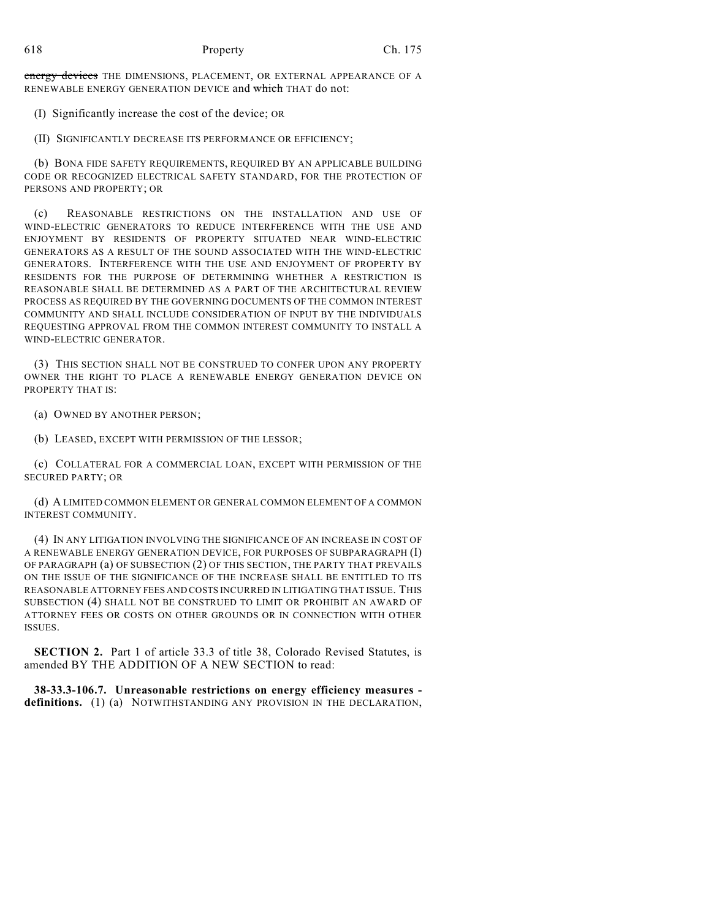~~energy devices~~ THE DIMENSIONS, PLACEMENT, OR EXTERNAL APPEARANCE OF A RENEWABLE ENERGY GENERATION DEVICE and ~~which~~ THAT do not:

(I) Significantly increase the cost of the device; OR

(II) SIGNIFICANTLY DECREASE ITS PERFORMANCE OR EFFICIENCY;

(b) BONA FIDE SAFETY REQUIREMENTS, REQUIRED BY AN APPLICABLE BUILDING CODE OR RECOGNIZED ELECTRICAL SAFETY STANDARD, FOR THE PROTECTION OF PERSONS AND PROPERTY; OR

(c) REASONABLE RESTRICTIONS ON THE INSTALLATION AND USE OF WIND-ELECTRIC GENERATORS TO REDUCE INTERFERENCE WITH THE USE AND ENJOYMENT BY RESIDENTS OF PROPERTY SITUATED NEAR WIND-ELECTRIC GENERATORS AS A RESULT OF THE SOUND ASSOCIATED WITH THE WIND-ELECTRIC GENERATORS. INTERFERENCE WITH THE USE AND ENJOYMENT OF PROPERTY BY RESIDENTS FOR THE PURPOSE OF DETERMINING WHETHER A RESTRICTION IS REASONABLE SHALL BE DETERMINED AS A PART OF THE ARCHITECTURAL REVIEW PROCESS AS REQUIRED BY THE GOVERNING DOCUMENTS OF THE COMMON INTEREST COMMUNITY AND SHALL INCLUDE CONSIDERATION OF INPUT BY THE INDIVIDUALS REQUESTING APPROVAL FROM THE COMMON INTEREST COMMUNITY TO INSTALL A WIND-ELECTRIC GENERATOR.

(3) THIS SECTION SHALL NOT BE CONSTRUED TO CONFER UPON ANY PROPERTY OWNER THE RIGHT TO PLACE A RENEWABLE ENERGY GENERATION DEVICE ON PROPERTY THAT IS:

(a) OWNED BY ANOTHER PERSON;

(b) LEASED, EXCEPT WITH PERMISSION OF THE LESSOR;

(c) COLLATERAL FOR A COMMERCIAL LOAN, EXCEPT WITH PERMISSION OF THE SECURED PARTY; OR

(d) A LIMITED COMMON ELEMENT OR GENERAL COMMON ELEMENT OF A COMMON INTEREST COMMUNITY.

(4) IN ANY LITIGATION INVOLVING THE SIGNIFICANCE OF AN INCREASE IN COST OF A RENEWABLE ENERGY GENERATION DEVICE, FOR PURPOSES OF SUBPARAGRAPH (I) OF PARAGRAPH (a) OF SUBSECTION (2) OF THIS SECTION, THE PARTY THAT PREVAILS ON THE ISSUE OF THE SIGNIFICANCE OF THE INCREASE SHALL BE ENTITLED TO ITS REASONABLE ATTORNEY FEES AND COSTS INCURRED IN LITIGATING THAT ISSUE. THIS SUBSECTION (4) SHALL NOT BE CONSTRUED TO LIMIT OR PROHIBIT AN AWARD OF ATTORNEY FEES OR COSTS ON OTHER GROUNDS OR IN CONNECTION WITH OTHER ISSUES.

**SECTION 2.** Part 1 of article 33.3 of title 38, Colorado Revised Statutes, is amended BY THE ADDITION OF A NEW SECTION to read:

**38-33.3-106.7. Unreasonable restrictions on energy efficiency measures - definitions.** (1) (a) NOTWITHSTANDING ANY PROVISION IN THE DECLARATION,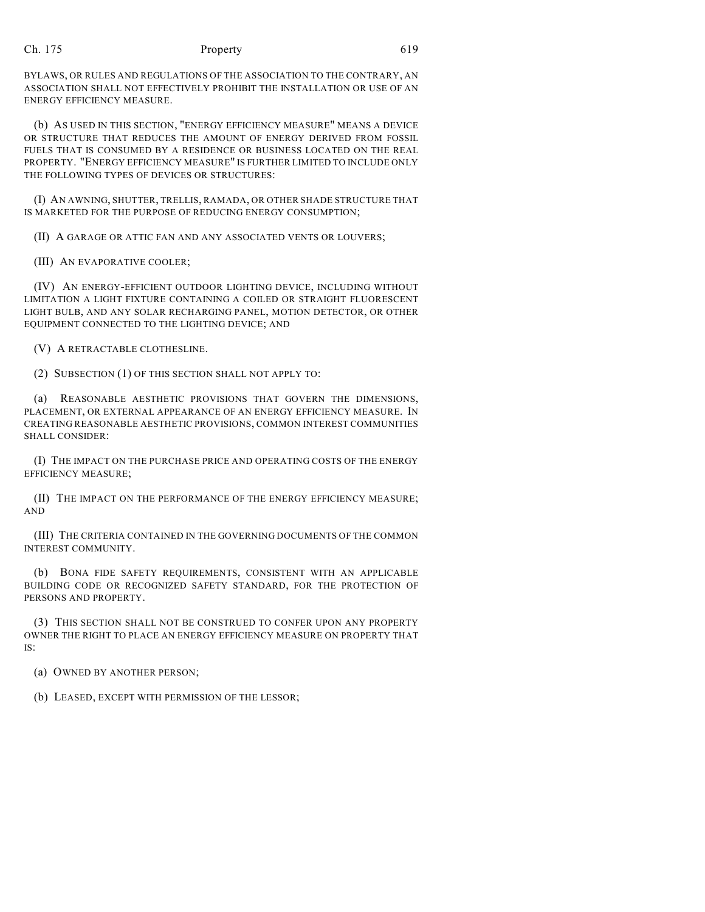BYLAWS, OR RULES AND REGULATIONS OF THE ASSOCIATION TO THE CONTRARY, AN ASSOCIATION SHALL NOT EFFECTIVELY PROHIBIT THE INSTALLATION OR USE OF AN ENERGY EFFICIENCY MEASURE.

(b) AS USED IN THIS SECTION, "ENERGY EFFICIENCY MEASURE" MEANS A DEVICE OR STRUCTURE THAT REDUCES THE AMOUNT OF ENERGY DERIVED FROM FOSSIL FUELS THAT IS CONSUMED BY A RESIDENCE OR BUSINESS LOCATED ON THE REAL PROPERTY. "ENERGY EFFICIENCY MEASURE" IS FURTHER LIMITED TO INCLUDE ONLY THE FOLLOWING TYPES OF DEVICES OR STRUCTURES:

(I) AN AWNING, SHUTTER, TRELLIS, RAMADA, OR OTHER SHADE STRUCTURE THAT IS MARKETED FOR THE PURPOSE OF REDUCING ENERGY CONSUMPTION;

(II) A GARAGE OR ATTIC FAN AND ANY ASSOCIATED VENTS OR LOUVERS;

(III) AN EVAPORATIVE COOLER;

(IV) AN ENERGY-EFFICIENT OUTDOOR LIGHTING DEVICE, INCLUDING WITHOUT LIMITATION A LIGHT FIXTURE CONTAINING A COILED OR STRAIGHT FLUORESCENT LIGHT BULB, AND ANY SOLAR RECHARGING PANEL, MOTION DETECTOR, OR OTHER EQUIPMENT CONNECTED TO THE LIGHTING DEVICE; AND

(V) A RETRACTABLE CLOTHESLINE.

(2) SUBSECTION (1) OF THIS SECTION SHALL NOT APPLY TO:

(a) REASONABLE AESTHETIC PROVISIONS THAT GOVERN THE DIMENSIONS, PLACEMENT, OR EXTERNAL APPEARANCE OF AN ENERGY EFFICIENCY MEASURE. IN CREATING REASONABLE AESTHETIC PROVISIONS, COMMON INTEREST COMMUNITIES SHALL CONSIDER:

(I) THE IMPACT ON THE PURCHASE PRICE AND OPERATING COSTS OF THE ENERGY EFFICIENCY MEASURE;

(II) THE IMPACT ON THE PERFORMANCE OF THE ENERGY EFFICIENCY MEASURE; AND

(III) THE CRITERIA CONTAINED IN THE GOVERNING DOCUMENTS OF THE COMMON INTEREST COMMUNITY.

(b) BONA FIDE SAFETY REQUIREMENTS, CONSISTENT WITH AN APPLICABLE BUILDING CODE OR RECOGNIZED SAFETY STANDARD, FOR THE PROTECTION OF PERSONS AND PROPERTY.

(3) THIS SECTION SHALL NOT BE CONSTRUED TO CONFER UPON ANY PROPERTY OWNER THE RIGHT TO PLACE AN ENERGY EFFICIENCY MEASURE ON PROPERTY THAT IS:

(a) OWNED BY ANOTHER PERSON;

(b) LEASED, EXCEPT WITH PERMISSION OF THE LESSOR;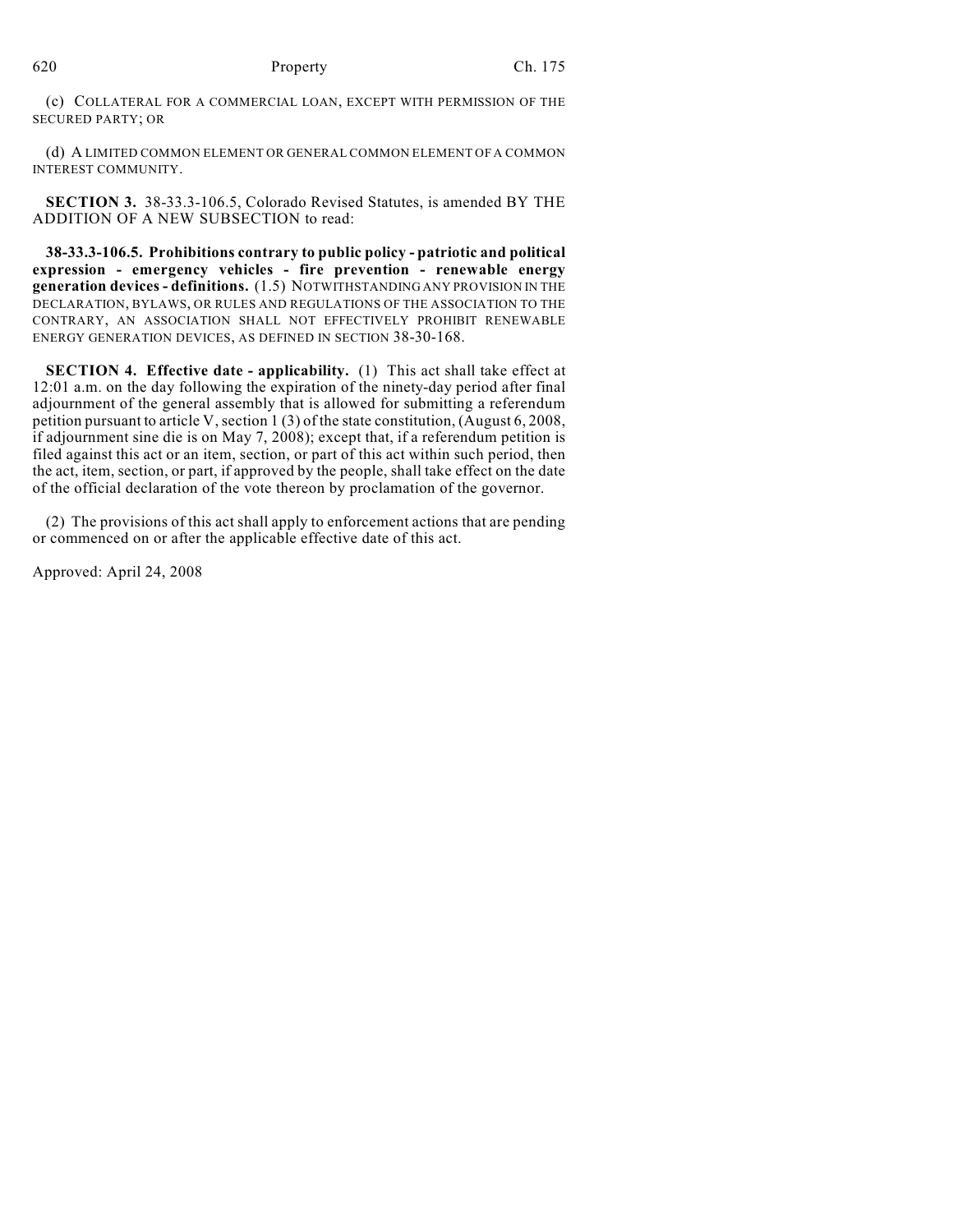(c) COLLATERAL FOR A COMMERCIAL LOAN, EXCEPT WITH PERMISSION OF THE SECURED PARTY; OR

(d) A LIMITED COMMON ELEMENT OR GENERAL COMMON ELEMENT OF A COMMON INTEREST COMMUNITY.

**SECTION 3.** 38-33.3-106.5, Colorado Revised Statutes, is amended BY THE ADDITION OF A NEW SUBSECTION to read:

**38-33.3-106.5. Prohibitions contrary to public policy - patriotic and political expression - emergency vehicles - fire prevention - renewable energy generation devices - definitions.** (1.5) NOTWITHSTANDING ANY PROVISION IN THE DECLARATION, BYLAWS, OR RULES AND REGULATIONS OF THE ASSOCIATION TO THE CONTRARY, AN ASSOCIATION SHALL NOT EFFECTIVELY PROHIBIT RENEWABLE ENERGY GENERATION DEVICES, AS DEFINED IN SECTION 38-30-168.

**SECTION 4. Effective date - applicability.** (1) This act shall take effect at 12:01 a.m. on the day following the expiration of the ninety-day period after final adjournment of the general assembly that is allowed for submitting a referendum petition pursuant to article V, section 1 (3) of the state constitution, (August 6, 2008, if adjournment sine die is on May 7, 2008); except that, if a referendum petition is filed against this act or an item, section, or part of this act within such period, then the act, item, section, or part, if approved by the people, shall take effect on the date of the official declaration of the vote thereon by proclamation of the governor.

(2) The provisions of this act shall apply to enforcement actions that are pending or commenced on or after the applicable effective date of this act.

Approved: April 24, 2008